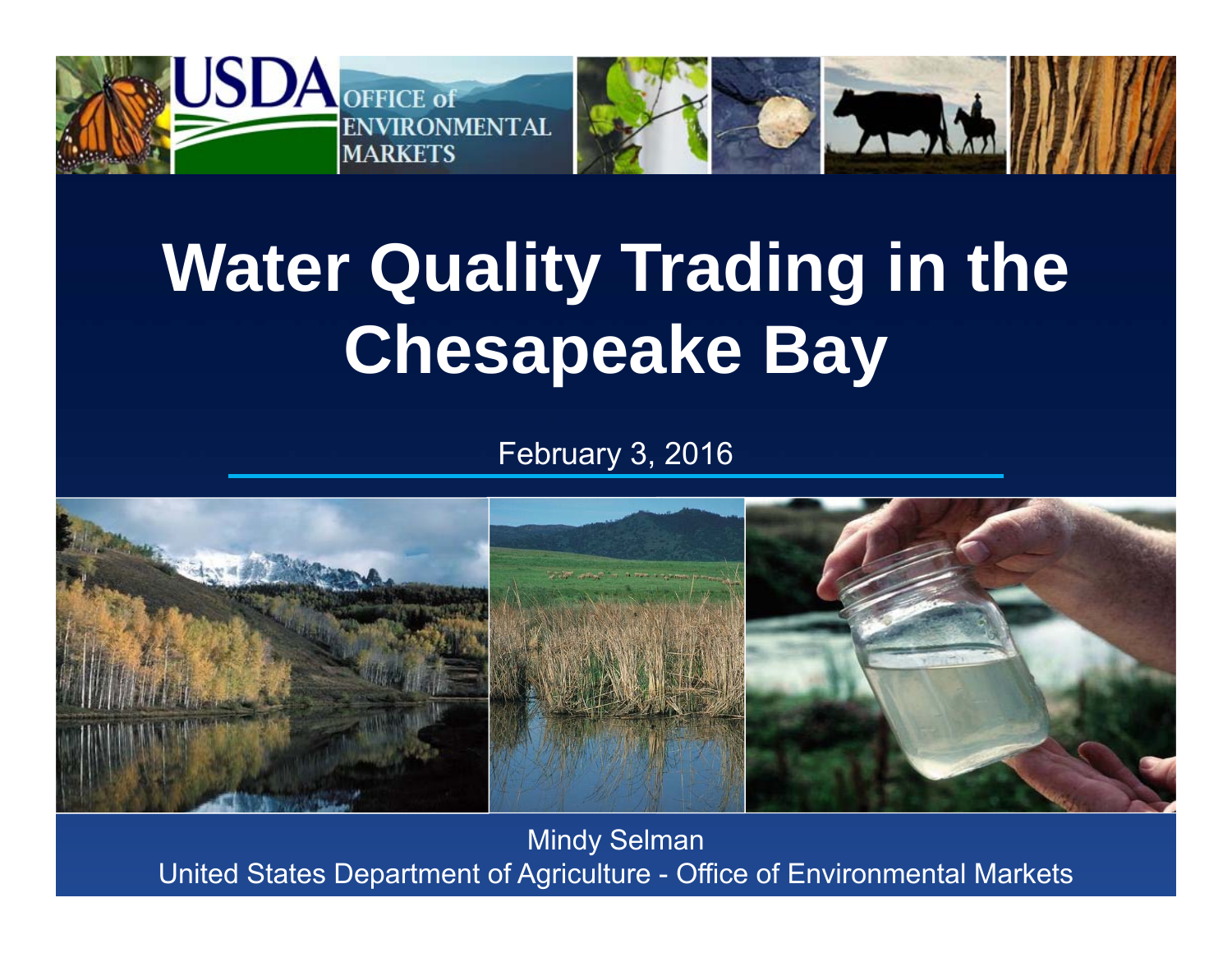USDA OFFICE of ENVIRONMENTAL MARKETS

# Water Quality Trading in the Chesapeake Bay

February 3, 2016

Mindy Selman

United States Department of Agriculture - Office of Environmental Markets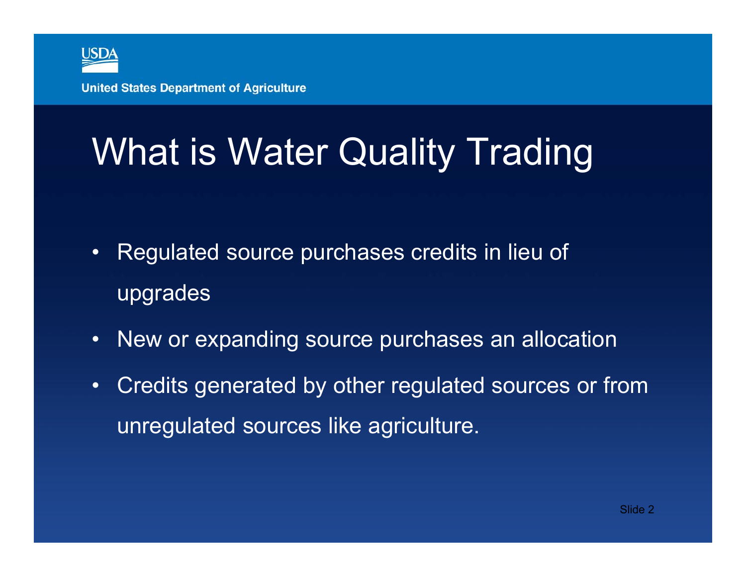# What is Water Quality Trading

- Regulated source purchases credits in lieu of upgrades
- New or expanding source purchases an allocation
- Credits generated by other regulated sources or from unregulated sources like agriculture.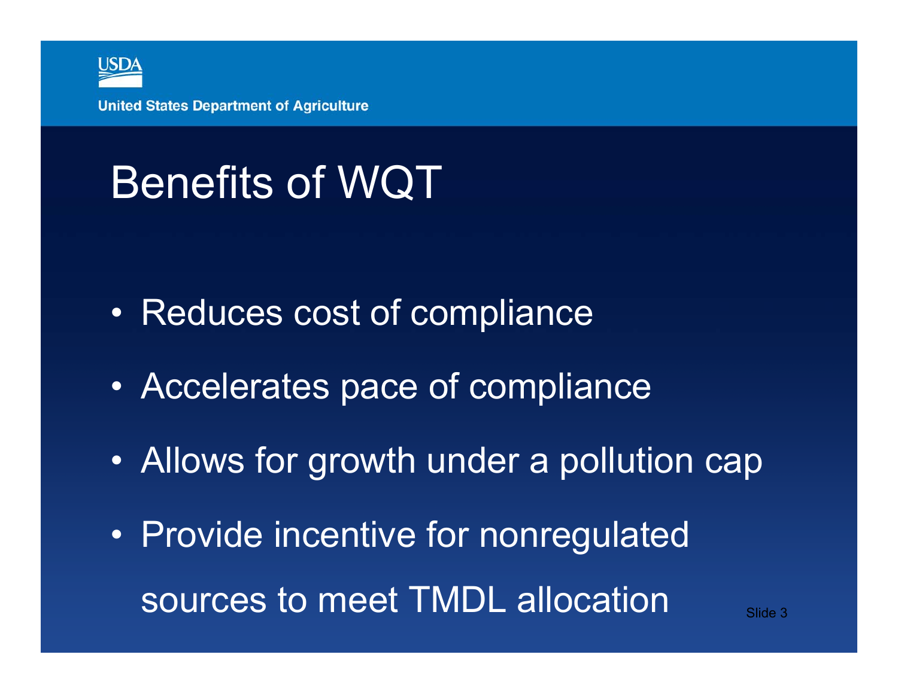# Benefits of WQT

- Reduces cost of compliance
- Accelerates pace of compliance
- Allows for growth under a pollution cap
- Provide incentive for nonregulated sources to meet TMDL allocation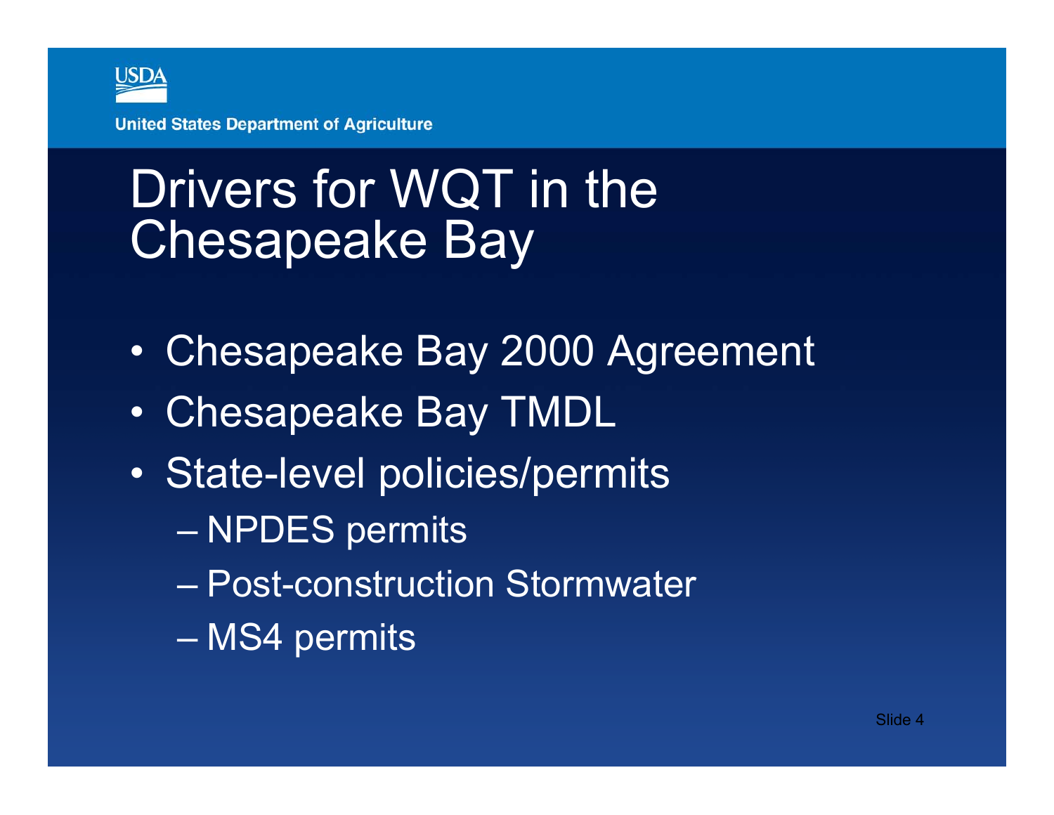# Drivers for WQT in the Chesapeake Bay

- Chesapeake Bay 2000 Agreement
- Chesapeake Bay TMDL
- State-level policies/permits
  - NPDES permits
  - Post-construction Stormwater
  - MS4 permits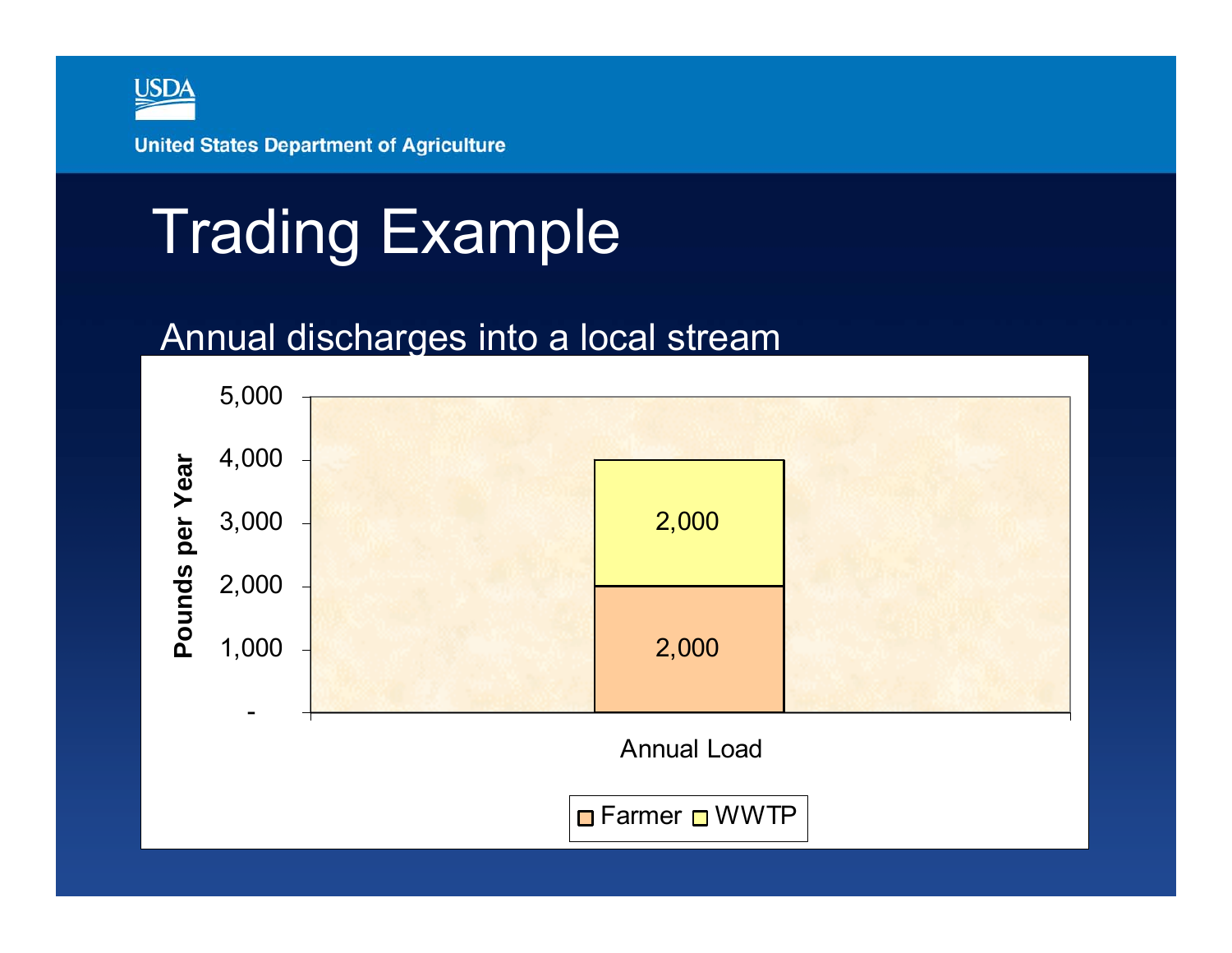# Trading Example

Annual discharges into a local stream

| | Farmer | WWTP |
|---|---|---|
| Annual Load | 2,000 | 2,000 |

Pounds per Year (axis: -, 1,000, 2,000, 3,000, 4,000, 5,000)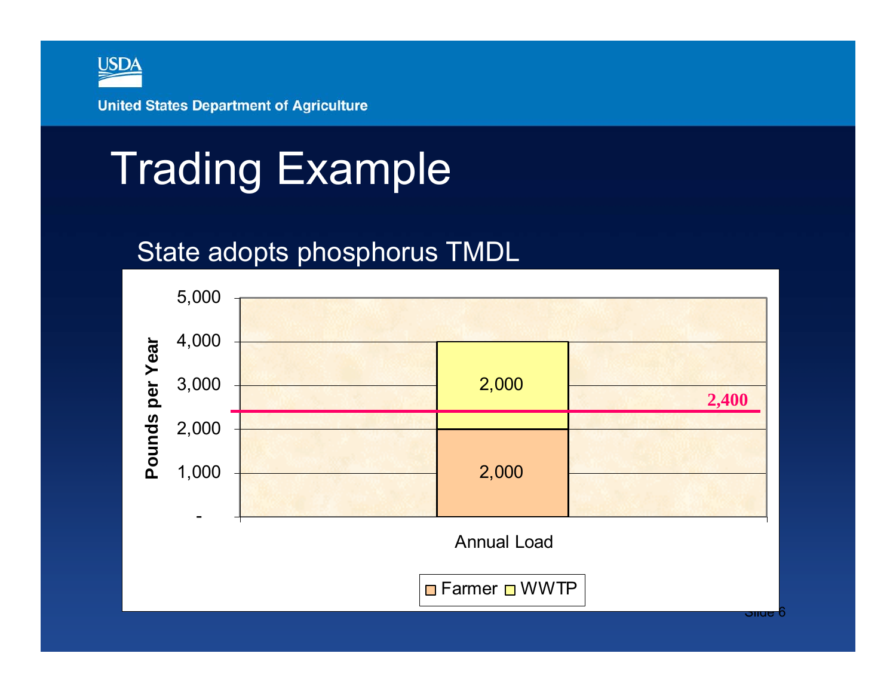# Trading Example

State adopts phosphorus TMDL

| | Farmer | WWTP |
|---|---|---|
| Annual Load | 2,000 | 2,000 |

Pounds per Year (axis: -, 1,000, 2,000, 3,000, 4,000, 5,000)

TMDL line: 2,400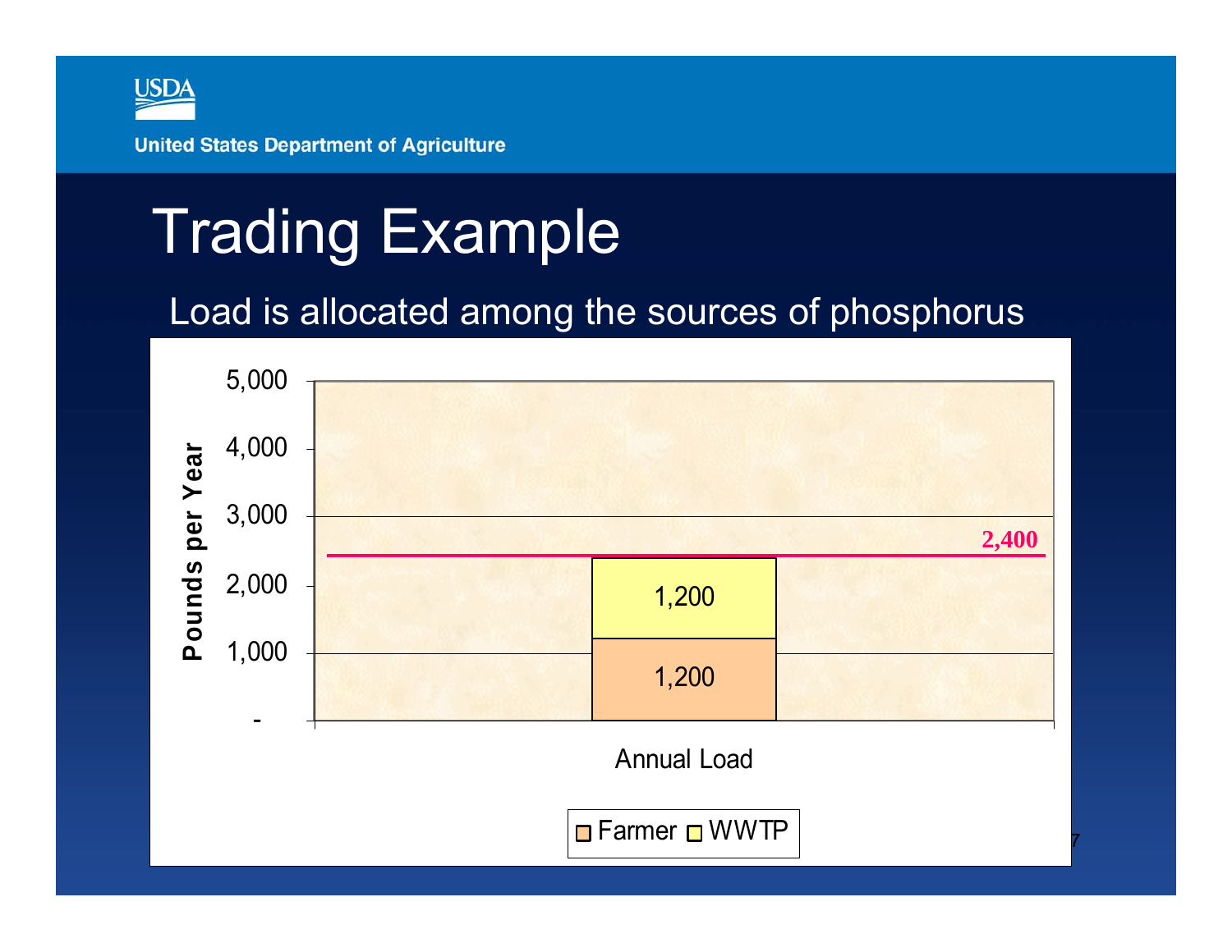# Trading Example

Load is allocated among the sources of phosphorus

| | Farmer | WWTP | Total (cap) |
|---|---|---|---|
| Annual Load (Pounds per Year) | 1,200 | 1,200 | 2,400 |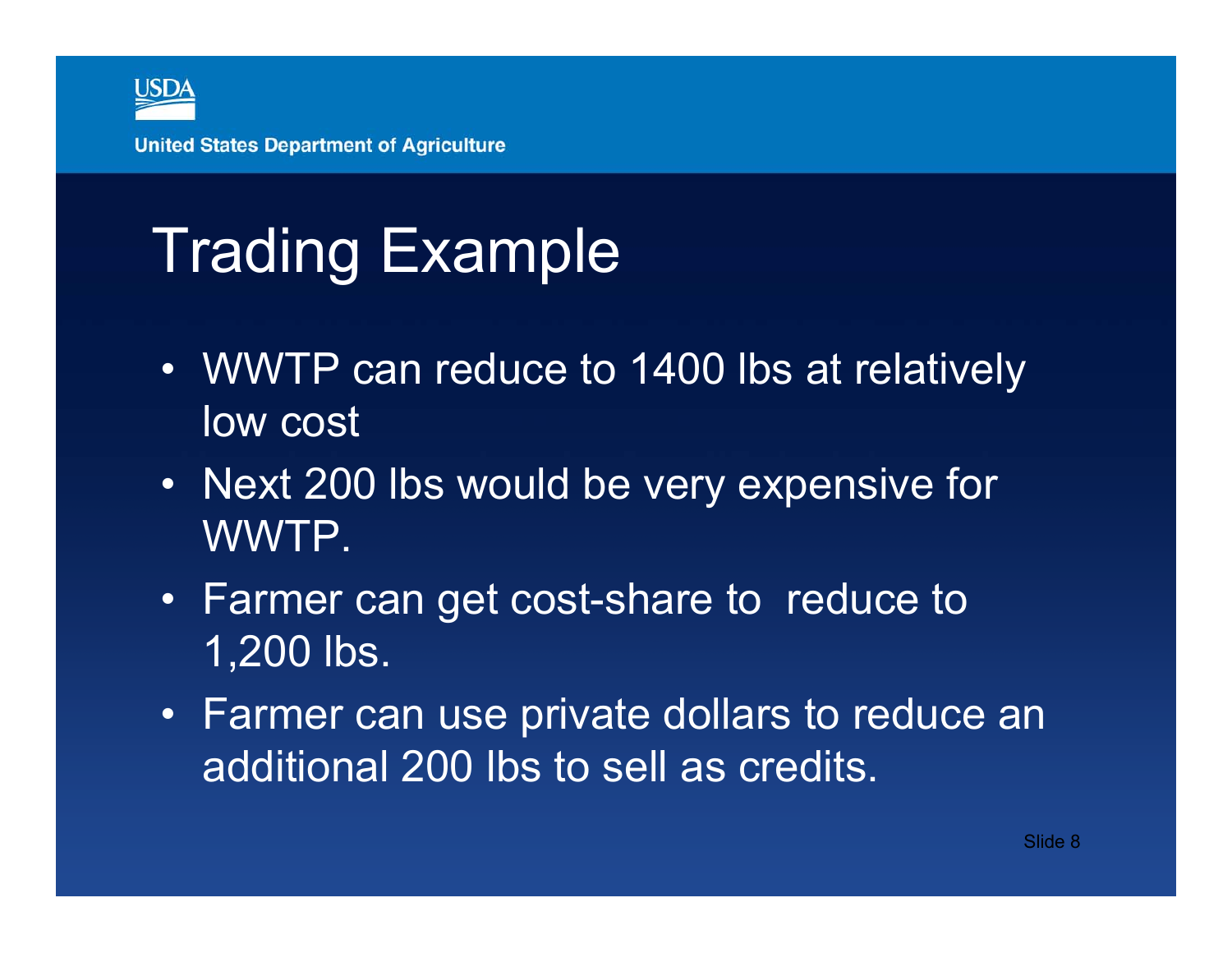# Trading Example

- WWTP can reduce to 1400 lbs at relatively low cost
- Next 200 lbs would be very expensive for WWTP.
- Farmer can get cost-share to reduce to 1,200 lbs.
- Farmer can use private dollars to reduce an additional 200 lbs to sell as credits.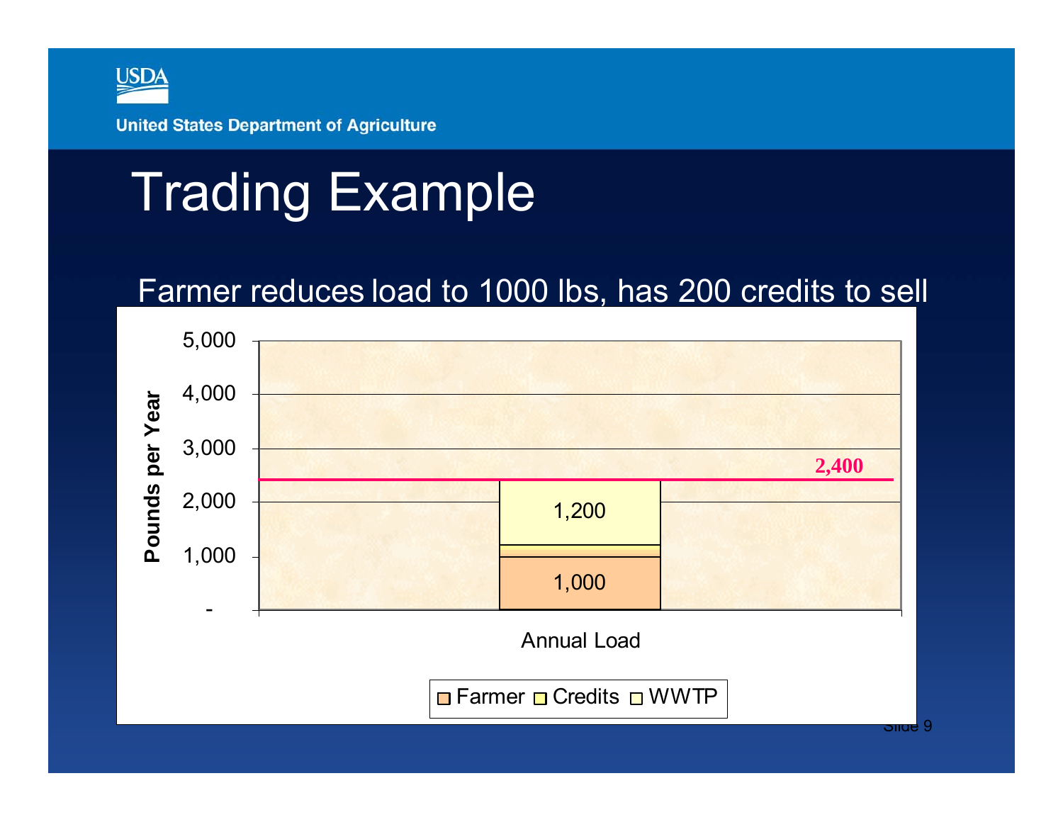# Trading Example

Farmer reduces load to 1000 lbs, has 200 credits to sell

Pounds per Year

5,000
4,000
3,000
2,000
1,000
-

2,400

1,200

1,000

Annual Load

Farmer Credits WWTP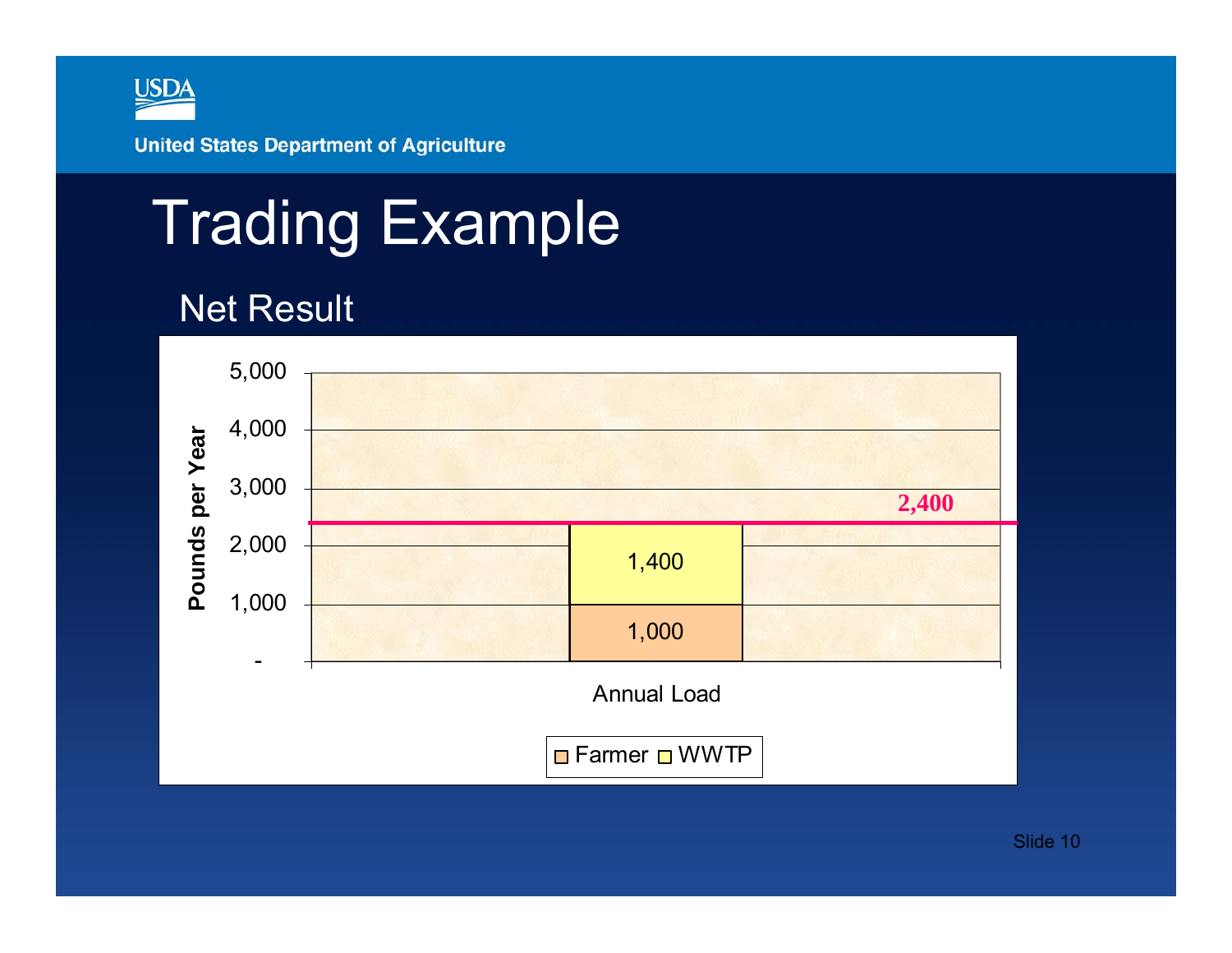# Trading Example

## Net Result

| | Farmer | WWTP | Total |
|---|---|---|---|
| Annual Load (Pounds per Year) | 1,000 | 1,400 | 2,400 |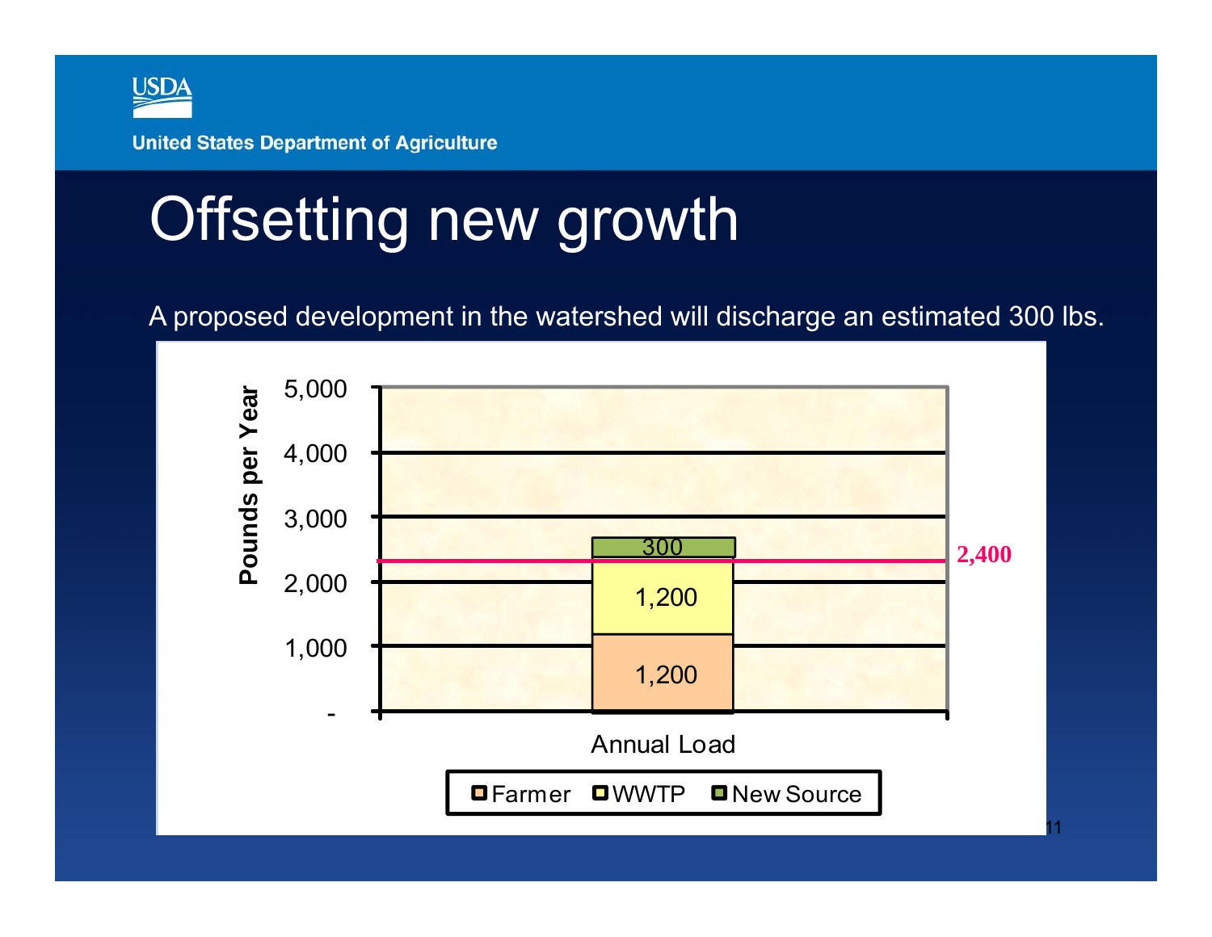# Offsetting new growth

A proposed development in the watershed will discharge an estimated 300 lbs.

| Annual Load | Pounds per Year |
| --- | --- |
| Farmer | 1,200 |
| WWTP | 1,200 |
| New Source | 300 |

Cap line: 2,400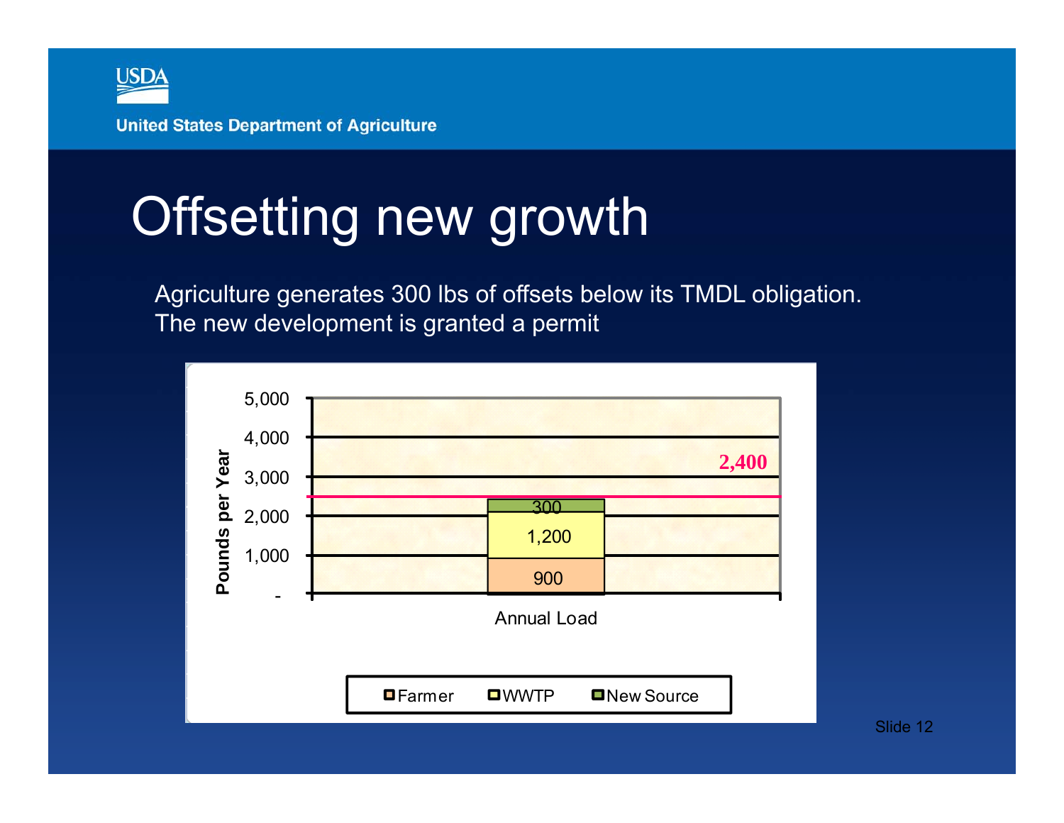# Offsetting new growth

Agriculture generates 300 lbs of offsets below its TMDL obligation. The new development is granted a permit

| Annual Load | Pounds per Year |
|---|---|
| Farmer | 900 |
| WWTP | 1,200 |
| New Source | 300 |
| Cap (TMDL line) | 2,400 |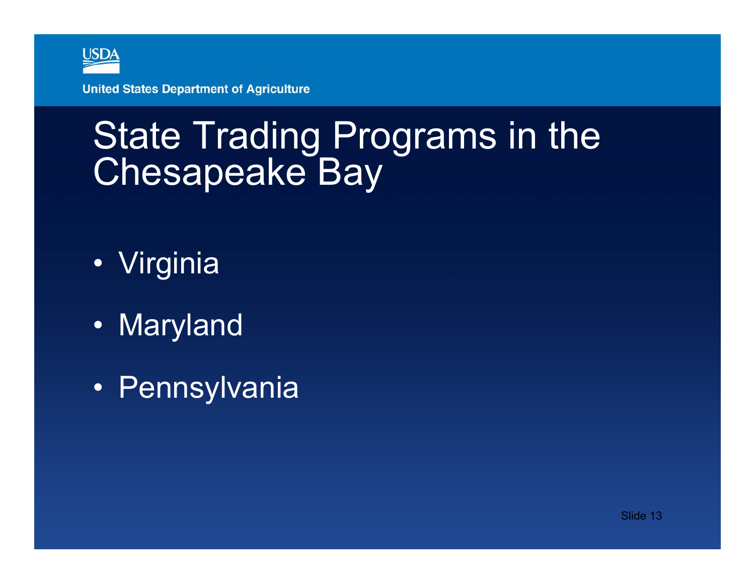# State Trading Programs in the Chesapeake Bay

- Virginia
- Maryland
- Pennsylvania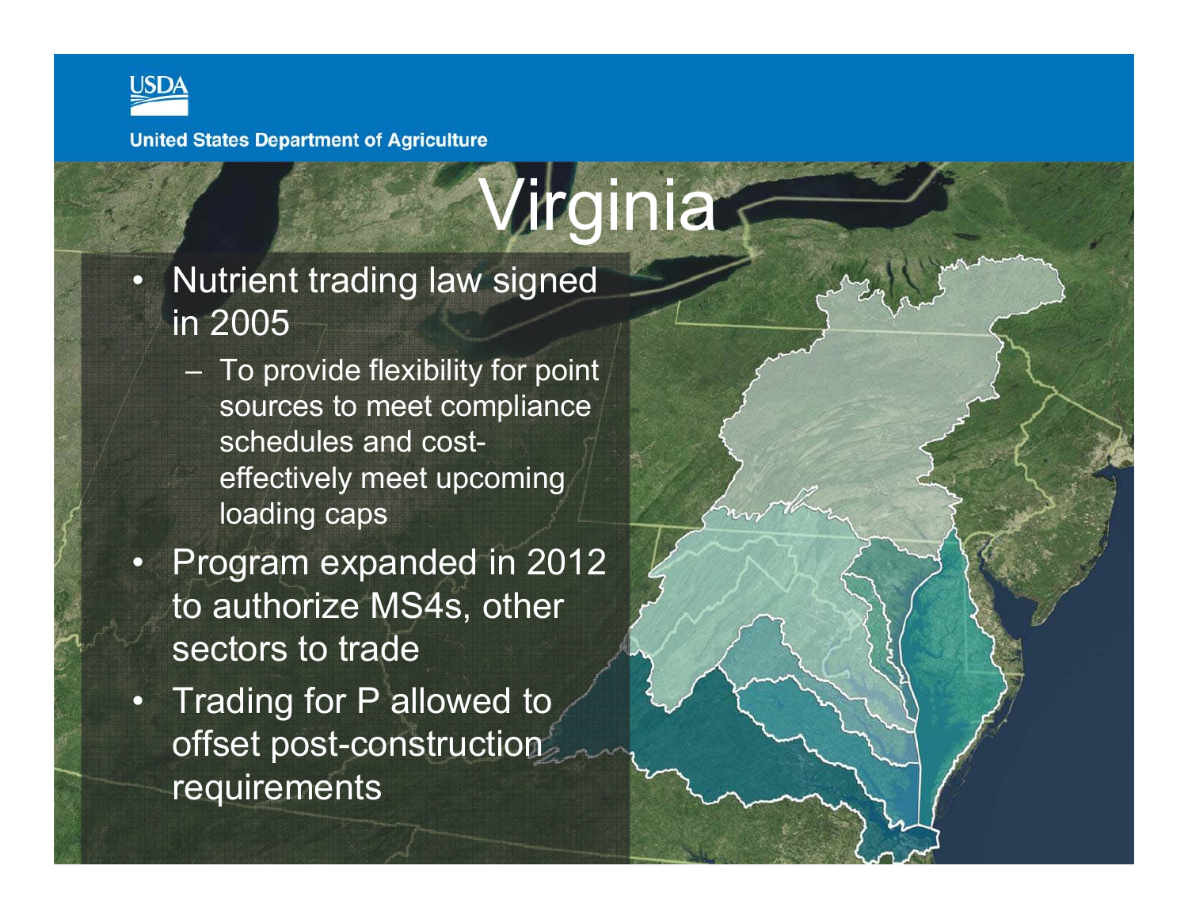# Virginia

- Nutrient trading law signed in 2005
  - To provide flexibility for point sources to meet compliance schedules and cost-effectively meet upcoming loading caps
- Program expanded in 2012 to authorize MS4s, other sectors to trade
- Trading for P allowed to offset post-construction requirements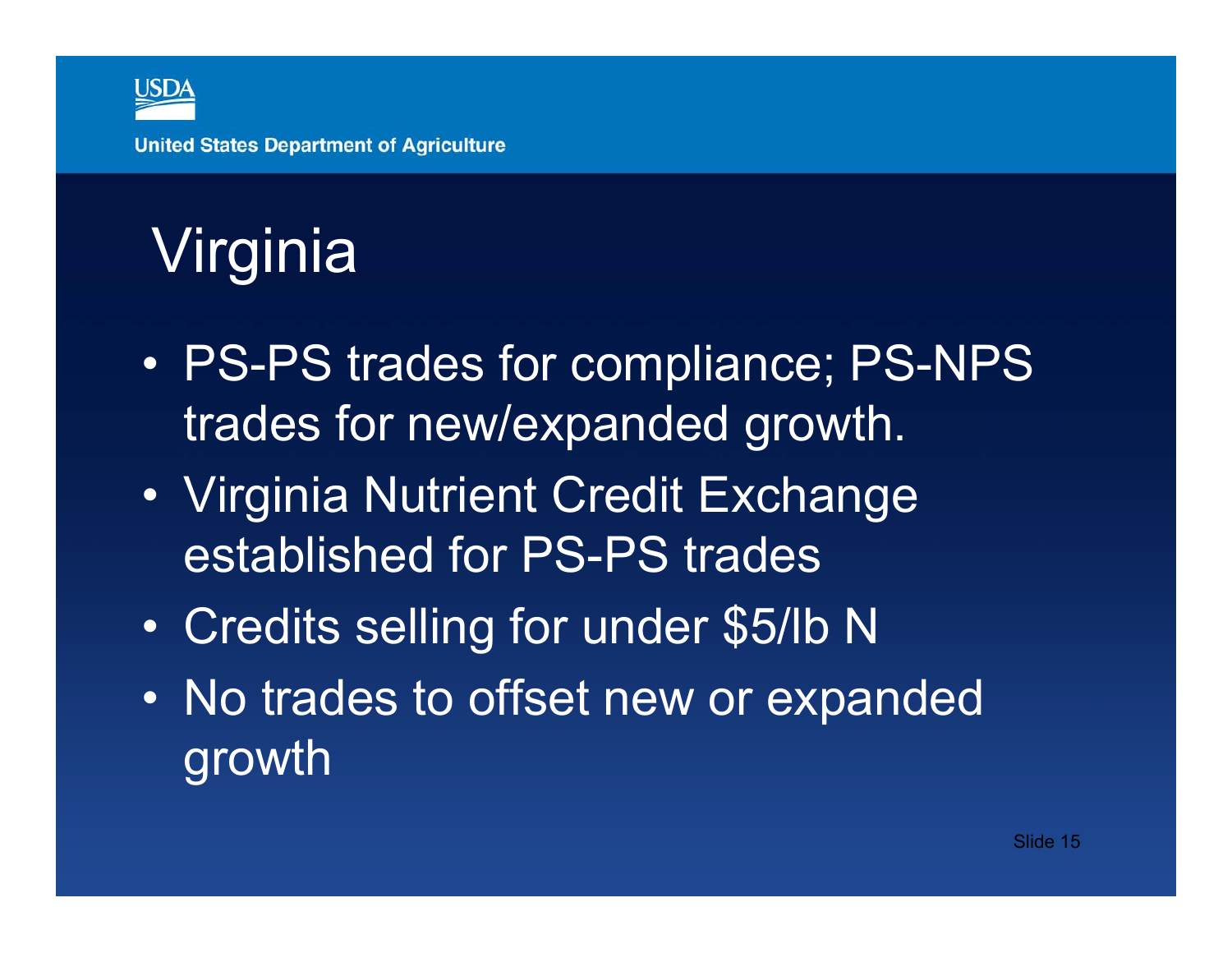# Virginia

- PS-PS trades for compliance; PS-NPS trades for new/expanded growth.
- Virginia Nutrient Credit Exchange established for PS-PS trades
- Credits selling for under $5/lb N
- No trades to offset new or expanded growth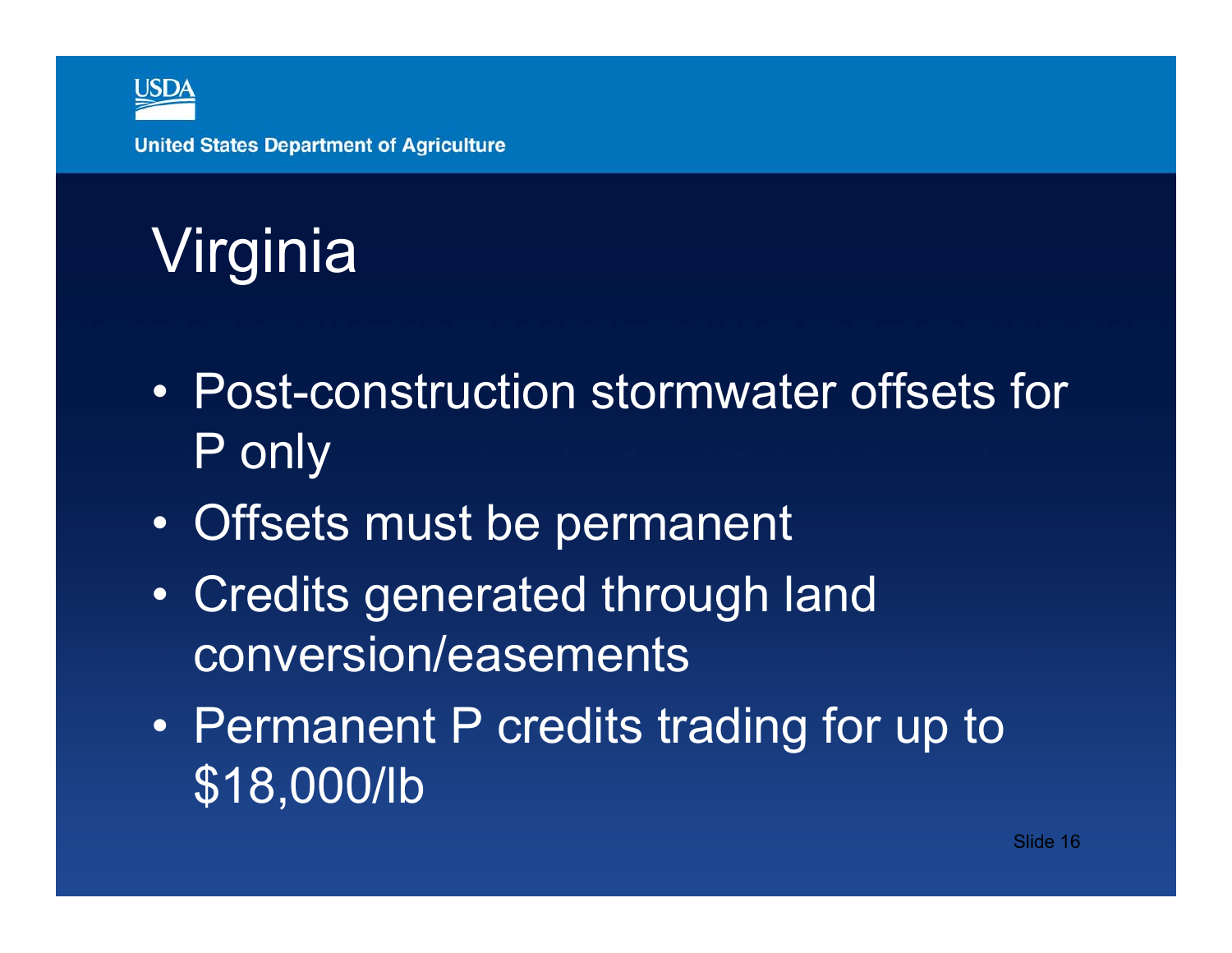# Virginia

- Post-construction stormwater offsets for P only
- Offsets must be permanent
- Credits generated through land conversion/easements
- Permanent P credits trading for up to $18,000/lb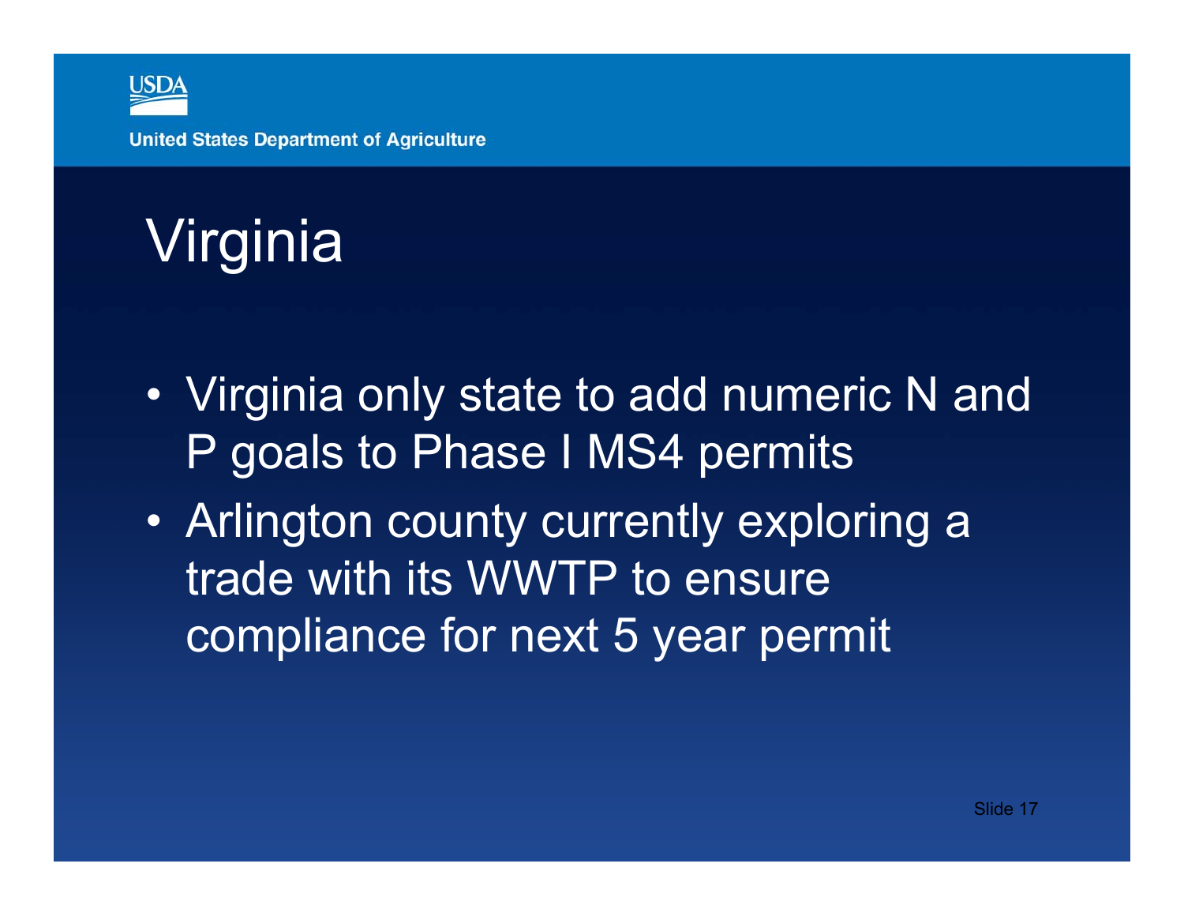# Virginia

- Virginia only state to add numeric N and P goals to Phase I MS4 permits
- Arlington county currently exploring a trade with its WWTP to ensure compliance for next 5 year permit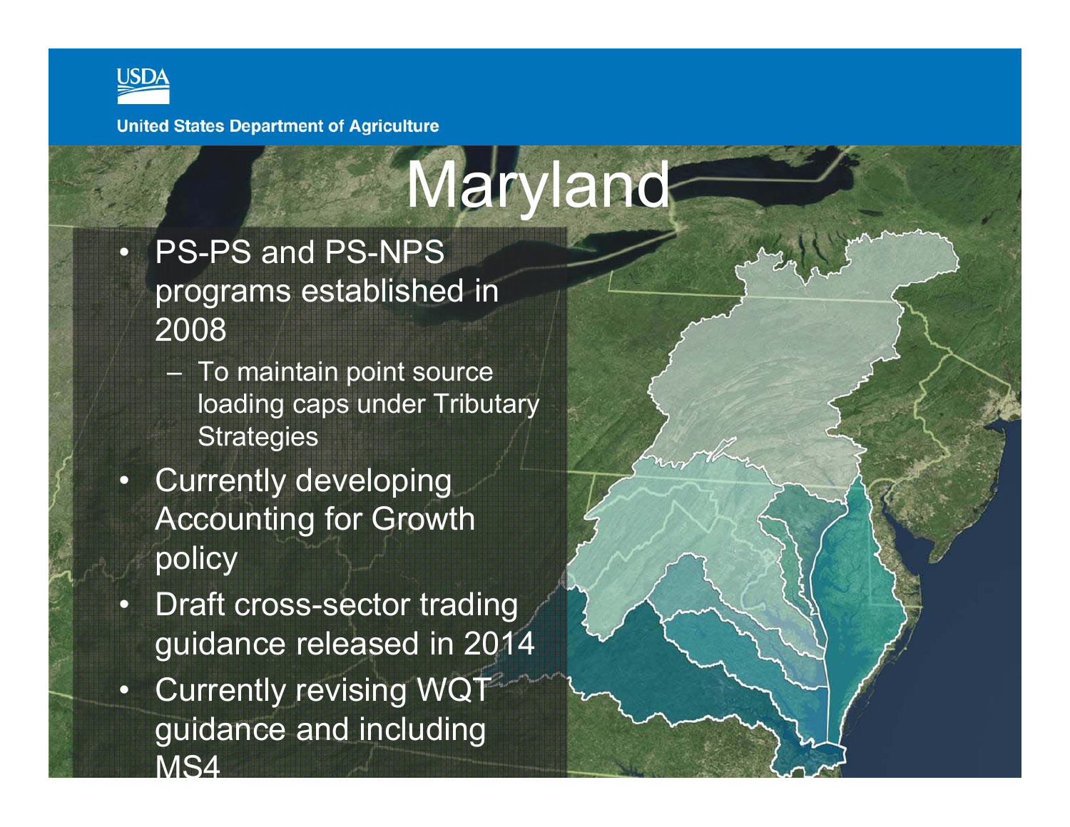# Maryland

- PS-PS and PS-NPS programs established in 2008
  - To maintain point source loading caps under Tributary Strategies
- Currently developing Accounting for Growth policy
- Draft cross-sector trading guidance released in 2014
- Currently revising WQT guidance and including MS4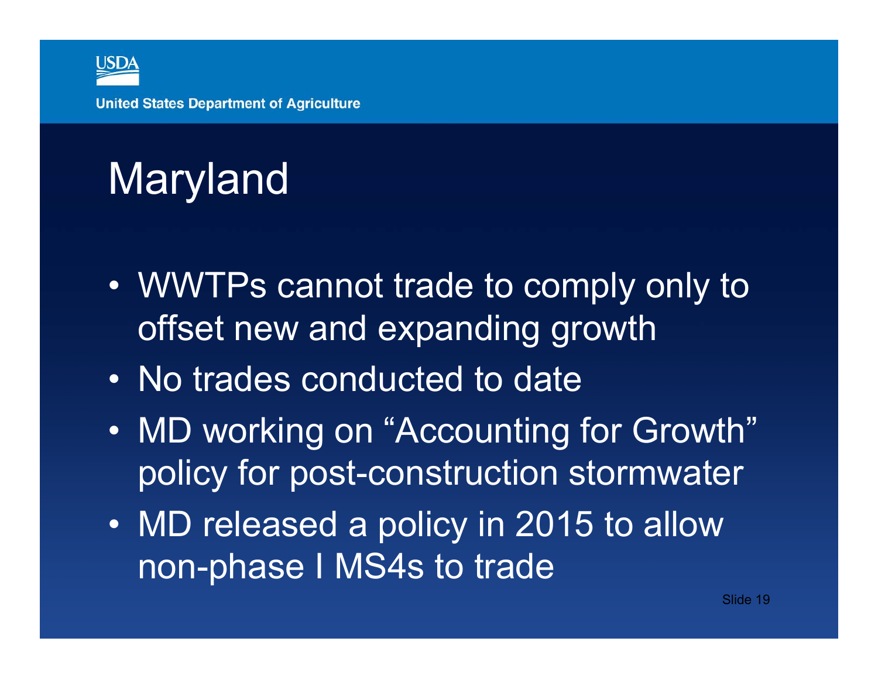# Maryland

- WWTPs cannot trade to comply only to offset new and expanding growth
- No trades conducted to date
- MD working on "Accounting for Growth" policy for post-construction stormwater
- MD released a policy in 2015 to allow non-phase I MS4s to trade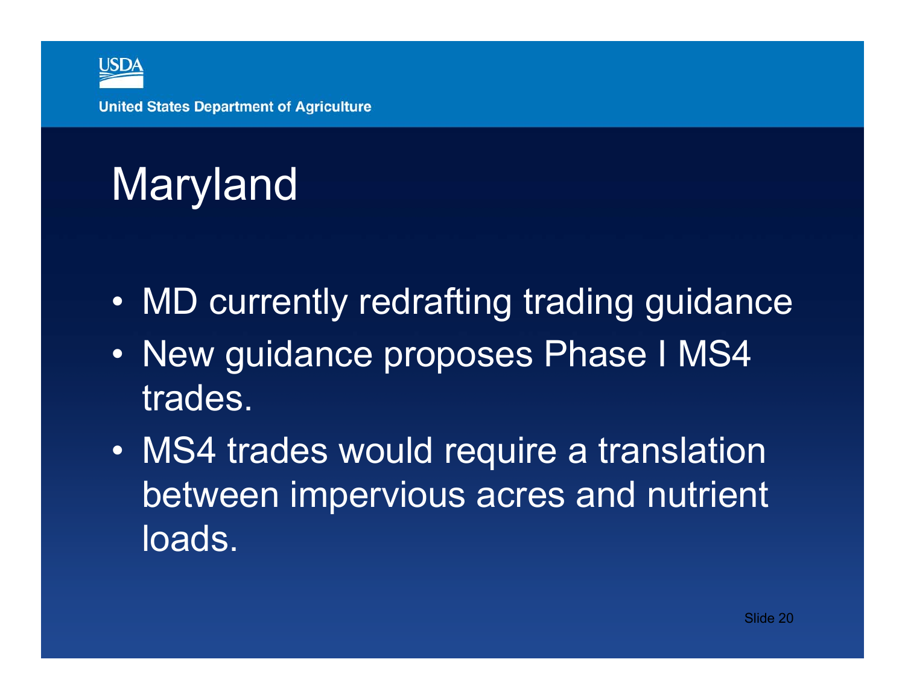# Maryland

- MD currently redrafting trading guidance
- New guidance proposes Phase I MS4 trades.
- MS4 trades would require a translation between impervious acres and nutrient loads.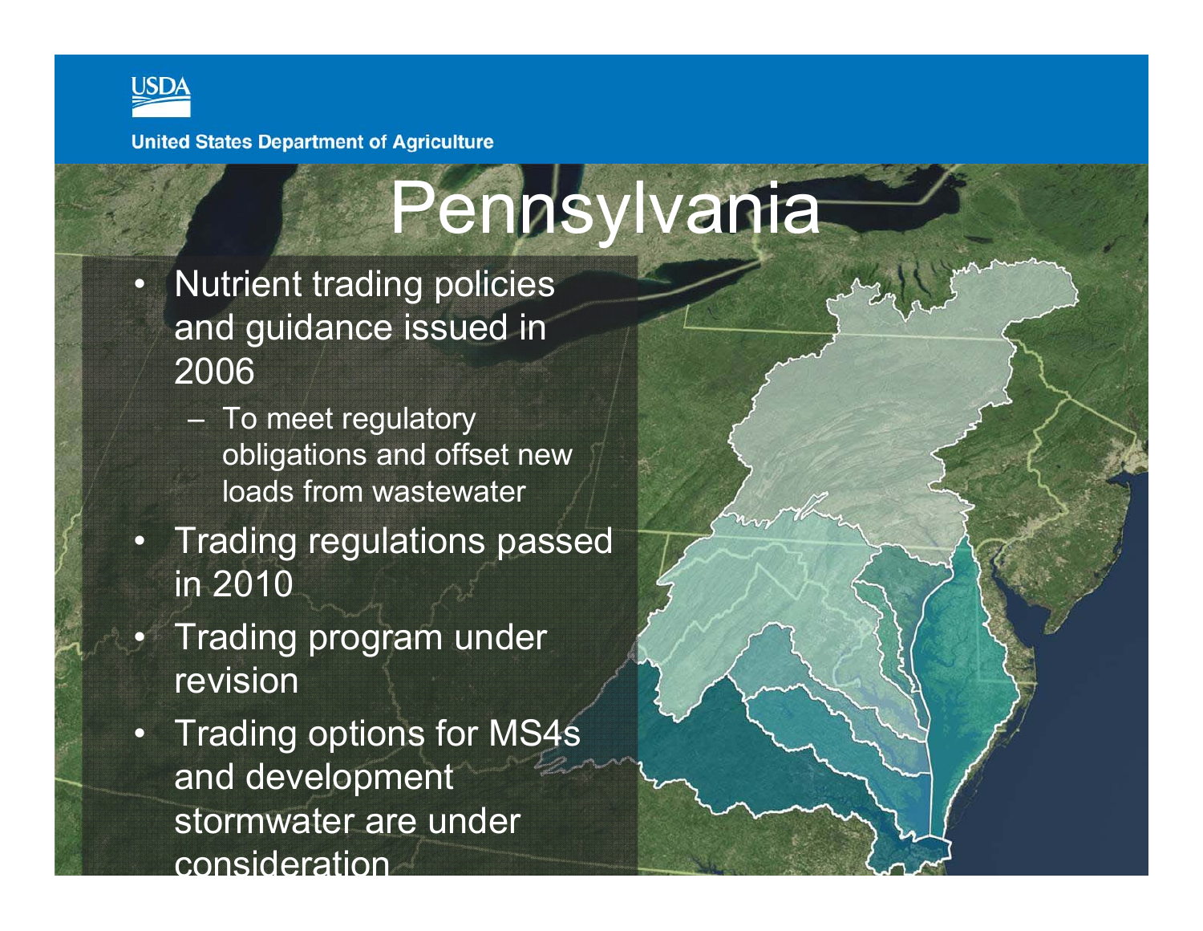# Pennsylvania

- Nutrient trading policies and guidance issued in 2006
  - To meet regulatory obligations and offset new loads from wastewater
- Trading regulations passed in 2010
- Trading program under revision
- Trading options for MS4s and development stormwater are under consideration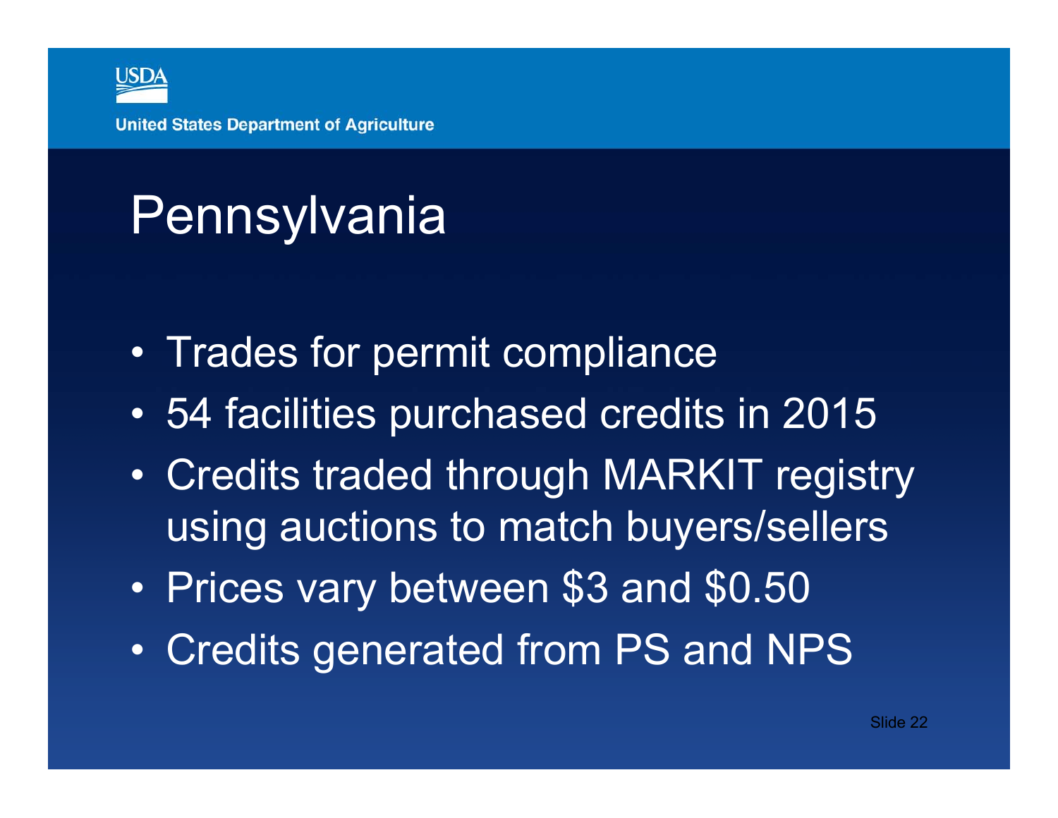# Pennsylvania

- Trades for permit compliance
- 54 facilities purchased credits in 2015
- Credits traded through MARKIT registry using auctions to match buyers/sellers
- Prices vary between $3 and $0.50
- Credits generated from PS and NPS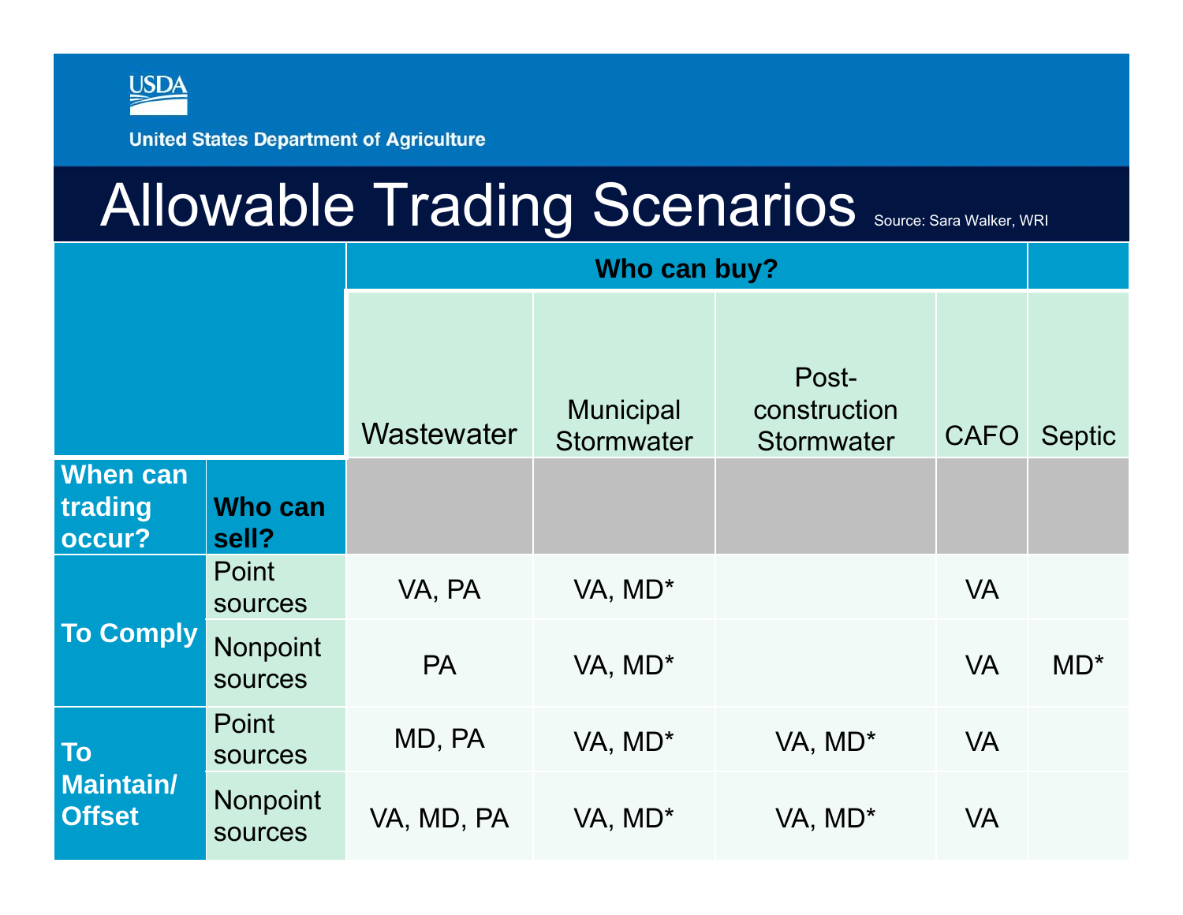United States Department of Agriculture

# Allowable Trading Scenarios

Source: Sara Walker, WRI

| | | Who can buy? | | | | |
|---|---|---|---|---|---|---|
| | | Wastewater | Municipal Stormwater | Post-construction Stormwater | CAFO | Septic |
| **When can trading occur?** | **Who can sell?** | | | | | |
| **To Comply** | Point sources | VA, PA | VA, MD* | | VA | |
| | Nonpoint sources | PA | VA, MD* | | VA | MD* |
| **To Maintain/ Offset** | Point sources | MD, PA | VA, MD* | VA, MD* | VA | |
| | Nonpoint sources | VA, MD, PA | VA, MD* | VA, MD* | VA | |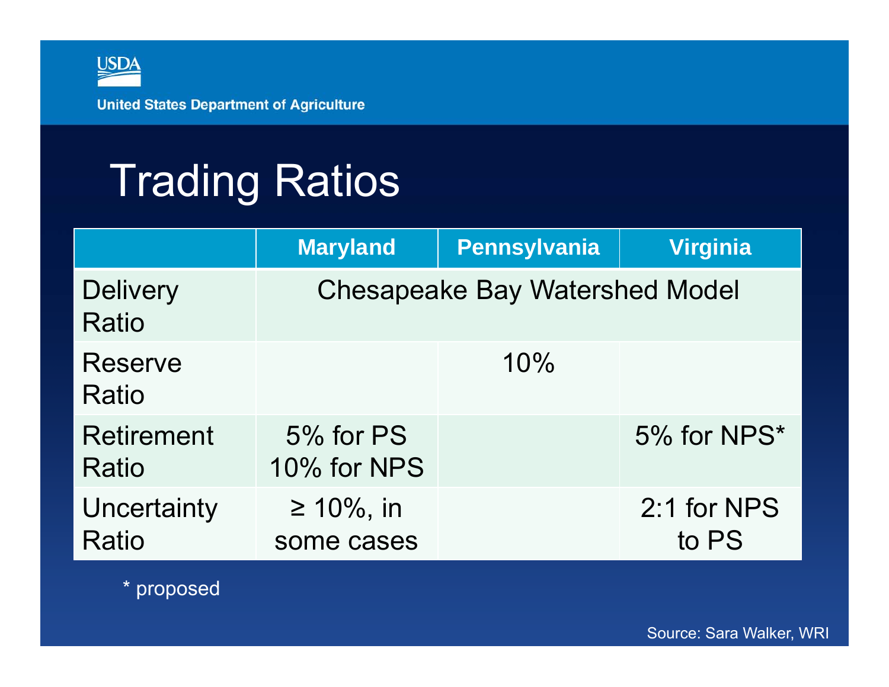# Trading Ratios

| | Maryland | Pennsylvania | Virginia |
|---|---|---|---|
| Delivery Ratio | Chesapeake Bay Watershed Model | | |
| Reserve Ratio | | 10% | |
| Retirement Ratio | 5% for PS 10% for NPS | | 5% for NPS* |
| Uncertainty Ratio | ≥ 10%, in some cases | | 2:1 for NPS to PS |

* proposed

Source: Sara Walker, WRI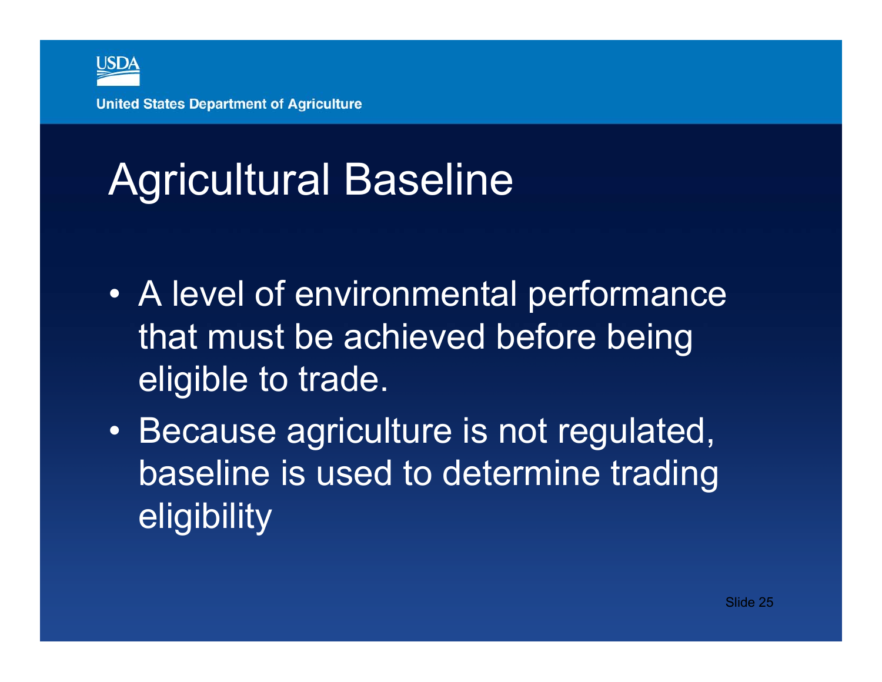# Agricultural Baseline

- A level of environmental performance that must be achieved before being eligible to trade.
- Because agriculture is not regulated, baseline is used to determine trading eligibility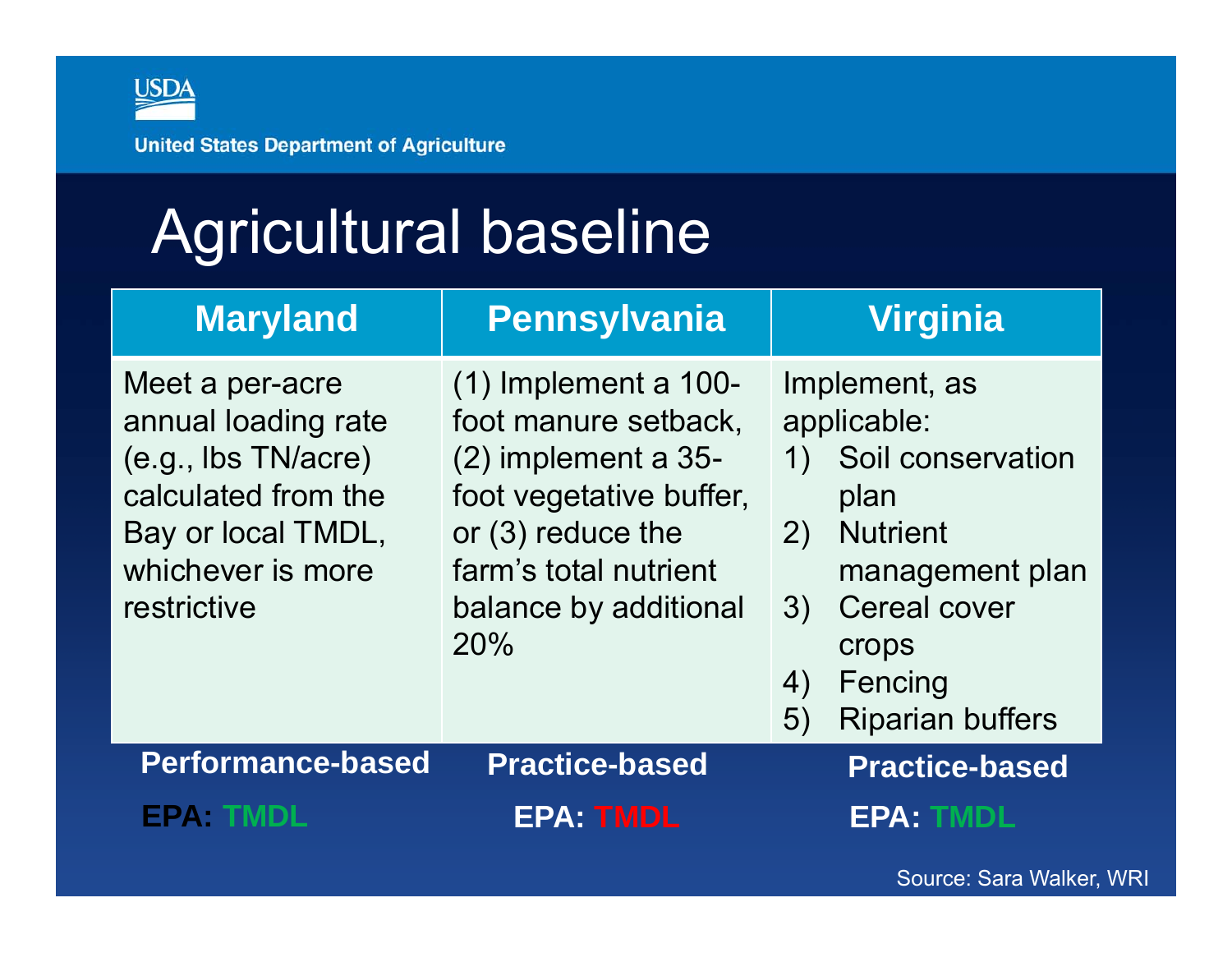United States Department of Agriculture

# Agricultural baseline

| Maryland | Pennsylvania | Virginia |
|---|---|---|
| Meet a per-acre annual loading rate (e.g., lbs TN/acre) calculated from the Bay or local TMDL, whichever is more restrictive | (1) Implement a 100-foot manure setback, (2) implement a 35-foot vegetative buffer, or (3) reduce the farm's total nutrient balance by additional 20% | Implement, as applicable: 1) Soil conservation plan 2) Nutrient management plan 3) Cereal cover crops 4) Fencing 5) Riparian buffers |
| **Performance-based** | **Practice-based** | **Practice-based** |
| **EPA: TMDL** | **EPA: TMDL** | **EPA: TMDL** |

Source: Sara Walker, WRI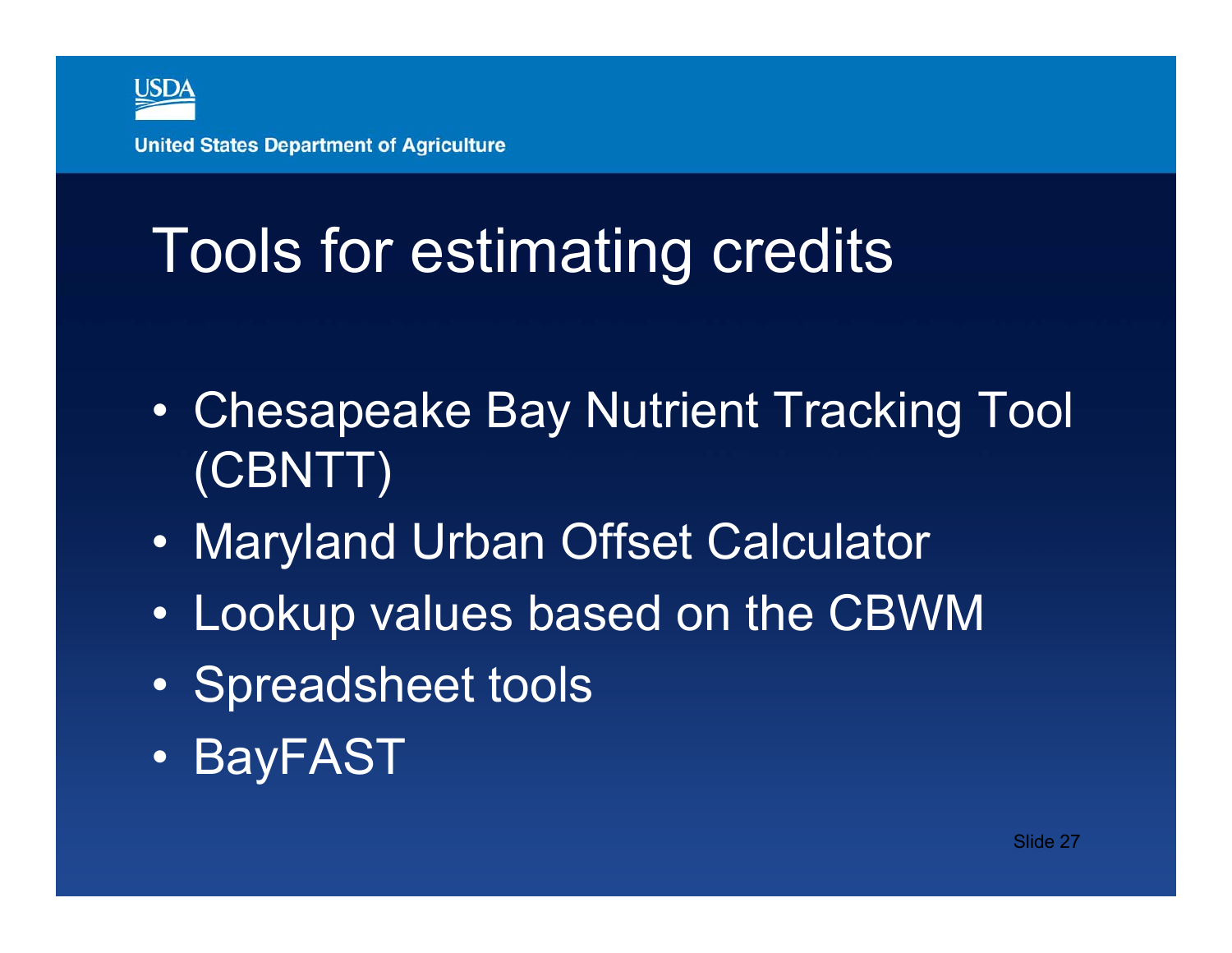# Tools for estimating credits

- Chesapeake Bay Nutrient Tracking Tool (CBNTT)
- Maryland Urban Offset Calculator
- Lookup values based on the CBWM
- Spreadsheet tools
- BayFAST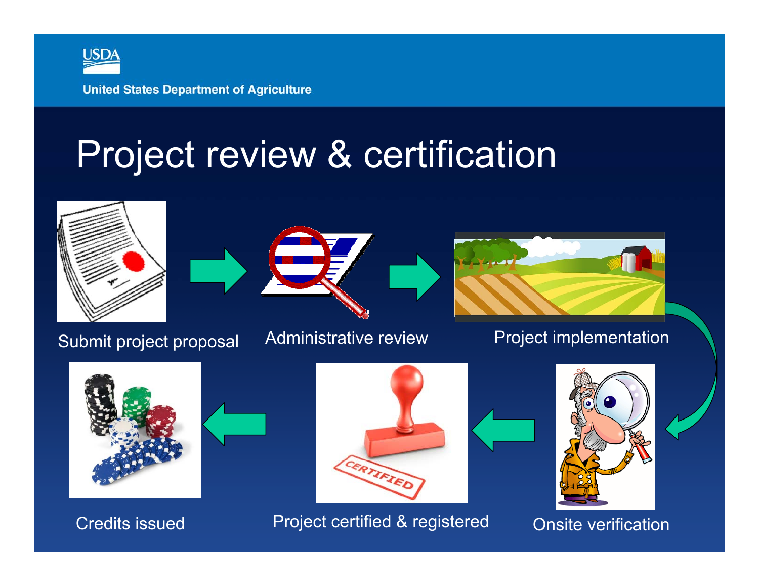# Project review & certification

- Submit project proposal
- Administrative review
- Project implementation
- Onsite verification
- Project certified & registered
- Credits issued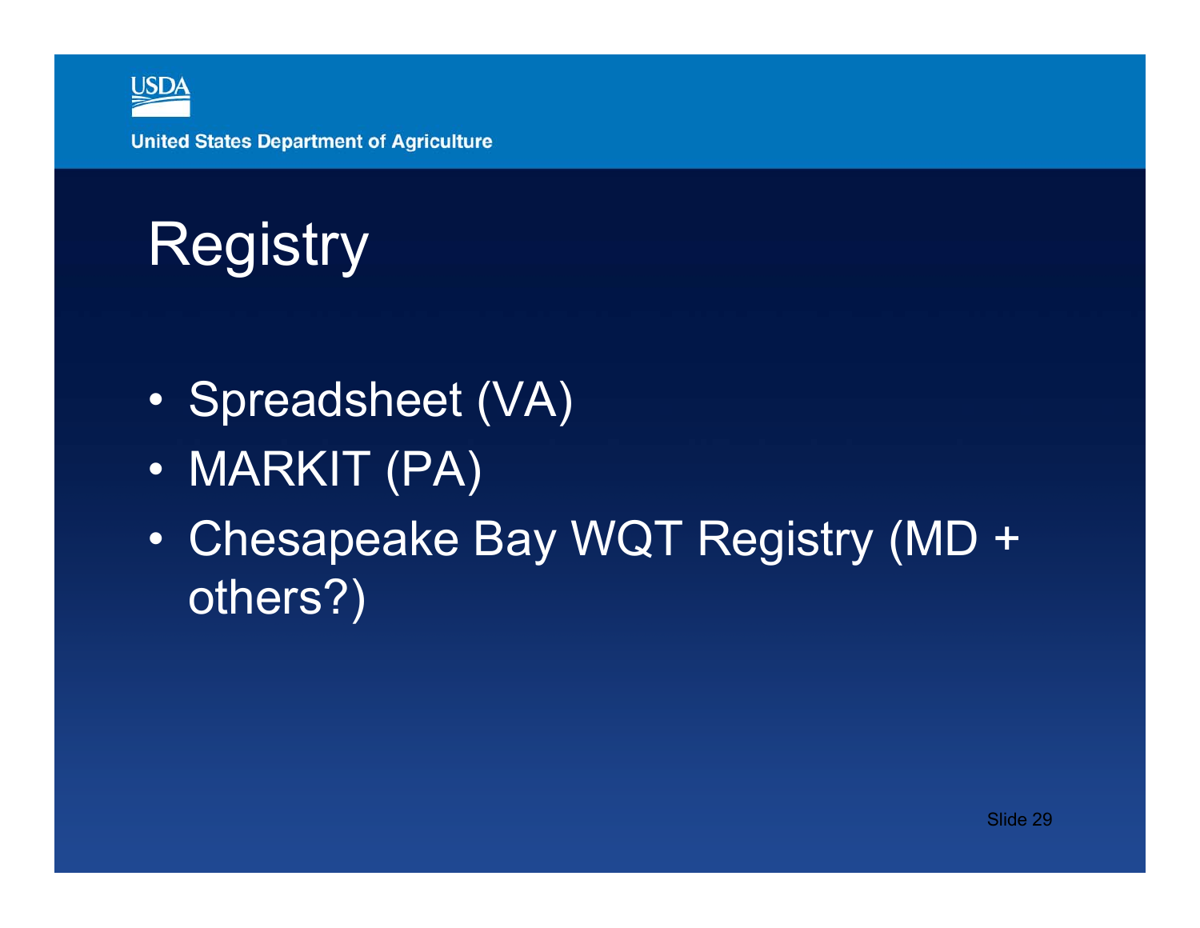# Registry

- Spreadsheet (VA)
- MARKIT (PA)
- Chesapeake Bay WQT Registry (MD + others?)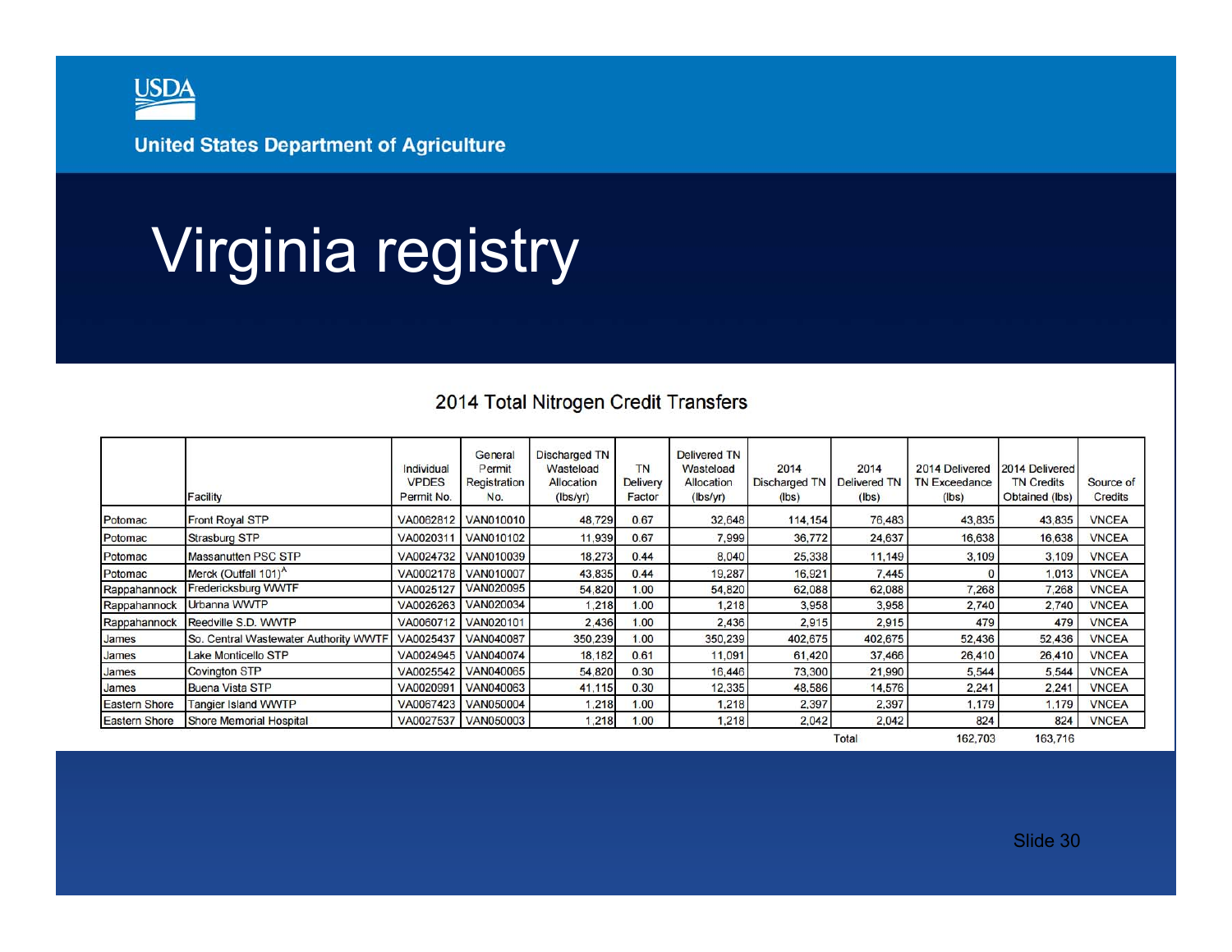United States Department of Agriculture

# Virginia registry

## 2014 Total Nitrogen Credit Transfers

| | Facility | Individual VPDES Permit No. | General Permit Registration No. | Discharged TN Wasteload Allocation (lbs/yr) | TN Delivery Factor | Delivered TN Wasteload Allocation (lbs/yr) | 2014 Discharged TN (lbs) | 2014 Delivered TN (lbs) | 2014 Delivered TN Exceedance (lbs) | 2014 Delivered TN Credits Obtained (lbs) | Source of Credits |
|---|---|---|---|---|---|---|---|---|---|---|---|
| Potomac | Front Royal STP | VA0062812 | VAN010010 | 48,729 | 0.67 | 32,648 | 114,154 | 76,483 | 43,835 | 43,835 | VNCEA |
| Potomac | Strasburg STP | VA0020311 | VAN010102 | 11,939 | 0.67 | 7,999 | 36,772 | 24,637 | 16,638 | 16,638 | VNCEA |
| Potomac | Massanutten PSC STP | VA0024732 | VAN010039 | 18,273 | 0.44 | 8,040 | 25,338 | 11,149 | 3,109 | 3,109 | VNCEA |
| Potomac | Merck (Outfall 101)[A] | VA0002178 | VAN010007 | 43,835 | 0.44 | 19,287 | 16,921 | 7,445 | 0 | 1,013 | VNCEA |
| Rappahannock | Fredericksburg WWTF | VA0025127 | VAN020095 | 54,820 | 1.00 | 54,820 | 62,088 | 62,088 | 7,268 | 7,268 | VNCEA |
| Rappahannock | Urbanna WWTP | VA0026263 | VAN020034 | 1,218 | 1.00 | 1,218 | 3,958 | 3,958 | 2,740 | 2,740 | VNCEA |
| Rappahannock | Reedville S.D. WWTP | VA0060712 | VAN020101 | 2,436 | 1.00 | 2,436 | 2,915 | 2,915 | 479 | 479 | VNCEA |
| James | So. Central Wastewater Authority WWTF | VA0025437 | VAN040087 | 350,239 | 1.00 | 350,239 | 402,675 | 402,675 | 52,436 | 52,436 | VNCEA |
| James | Lake Monticello STP | VA0024945 | VAN040074 | 18,182 | 0.61 | 11,091 | 61,420 | 37,466 | 26,410 | 26,410 | VNCEA |
| James | Covington STP | VA0025542 | VAN040065 | 54,820 | 0.30 | 16,446 | 73,300 | 21,990 | 5,544 | 5,544 | VNCEA |
| James | Buena Vista STP | VA0020991 | VAN040063 | 41,115 | 0.30 | 12,335 | 48,586 | 14,576 | 2,241 | 2,241 | VNCEA |
| Eastern Shore | Tangier Island WWTP | VA0067423 | VAN050004 | 1,218 | 1.00 | 1,218 | 2,397 | 2,397 | 1,179 | 1,179 | VNCEA |
| Eastern Shore | Shore Memorial Hospital | VA0027537 | VAN050003 | 1,218 | 1.00 | 1,218 | 2,042 | 2,042 | 824 | 824 | VNCEA |
| | | | | | | | | Total | 162,703 | 163,716 | |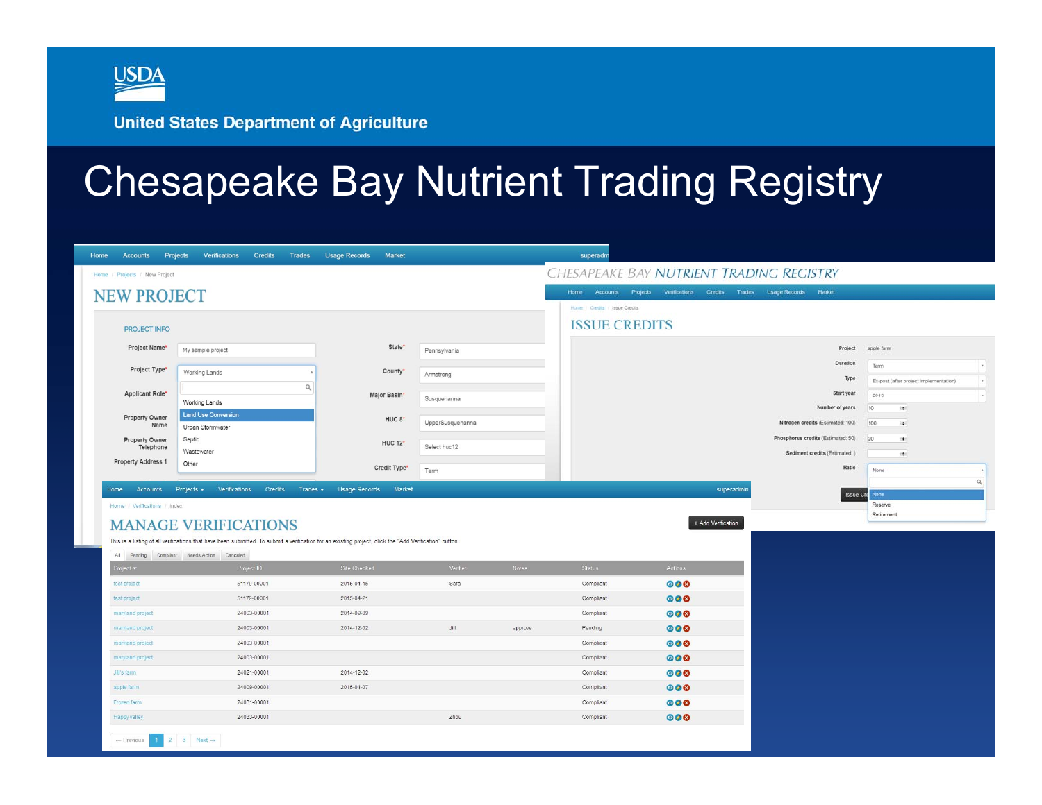USDA

United States Department of Agriculture

# Chesapeake Bay Nutrient Trading Registry

Home | Accounts | Projects | Verifications | Credits | Trades | Usage Records | Market | superadmin

Home / Projects / New Project

## NEW PROJECT

PROJECT INFO

- Project Name*: My sample project
- Project Type*: Working Lands (options: Working Lands, Land Use Conversion, Urban Stormwater, Septic, Wastewater, Other)
- Applicant Role*
- Property Owner Name
- Property Owner Telephone
- Property Address 1
- State*: Pennsylvania
- County*: Armstrong
- Major Basin*: Susquehanna
- HUC 8*: UpperSusquehanna
- HUC 12*: Select huc12
- Credit Type*: Term

CHESAPEAKE BAY NUTRIENT TRADING REGISTRY

Home | Accounts | Projects | Verifications | Credits | Trades | Usage Records | Market

Home / Credits / Issue Credits

## ISSUE CREDITS

- Project: apple farm
- Duration: Term
- Type: Ex-post (after project implementation)
- Start year: 2010
- Number of years: 10
- Nitrogen credits (Estimated: 100): 100
- Phosphorus credits (Estimated: 50): 20
- Sediment credits (Estimated: )
- Ratio: None (options: None, Reserve, Retirement)

Issue Credits

Home | Accounts | Projects | Verifications | Credits | Trades | Usage Records | Market | superadmin

Home / Verifications / Index

## MANAGE VERIFICATIONS

+ Add Verification

This is a listing of all verifications that have been submitted. To submit a verification for an existing project, click the "Add Verification" button.

All | Pending | Compliant | Needs Action | Canceled

| Project | Project ID | Site Checked | Verifier | Notes | Status | Actions |
|---|---|---|---|---|---|---|
| test project | 51179-00001 | 2015-01-15 | Sara | | Compliant | |
| test project | 51179-00001 | 2015-04-21 | | | Compliant | |
| maryland project | 24003-00001 | 2014-09-09 | | | Compliant | |
| maryland project | 24003-00001 | 2014-12-02 | Jill | approve | Pending | |
| maryland project | 24003-00001 | | | | Compliant | |
| maryland project | 24003-00001 | | | | Compliant | |
| Jill's farm | 24021-00001 | 2014-12-02 | | | Compliant | |
| apple farm | 24009-00001 | 2015-01-07 | | | Compliant | |
| Frozen farm | 24031-00001 | | | | Compliant | |
| Happy valley | 24033-00001 | | Zhou | | Compliant | |

← Previous | 1 | 2 | 3 | Next →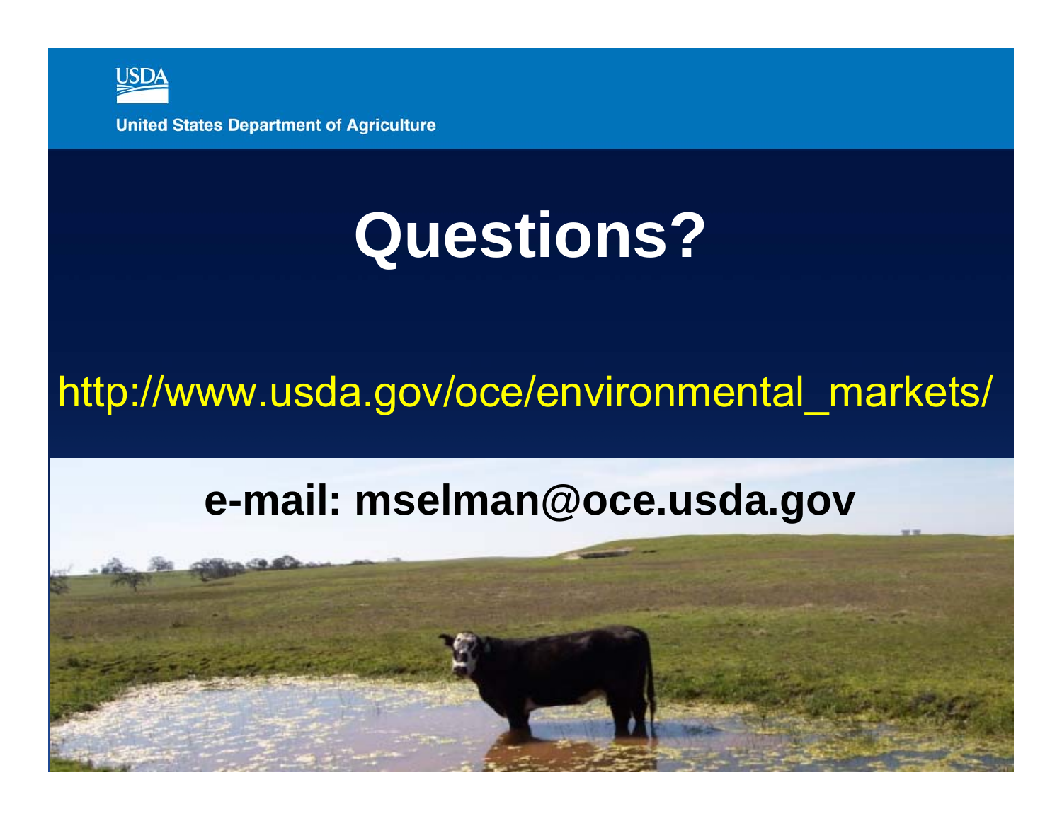United States Department of Agriculture

# Questions?

http://www.usda.gov/oce/environmental_markets/

**e-mail: mselman@oce.usda.gov**